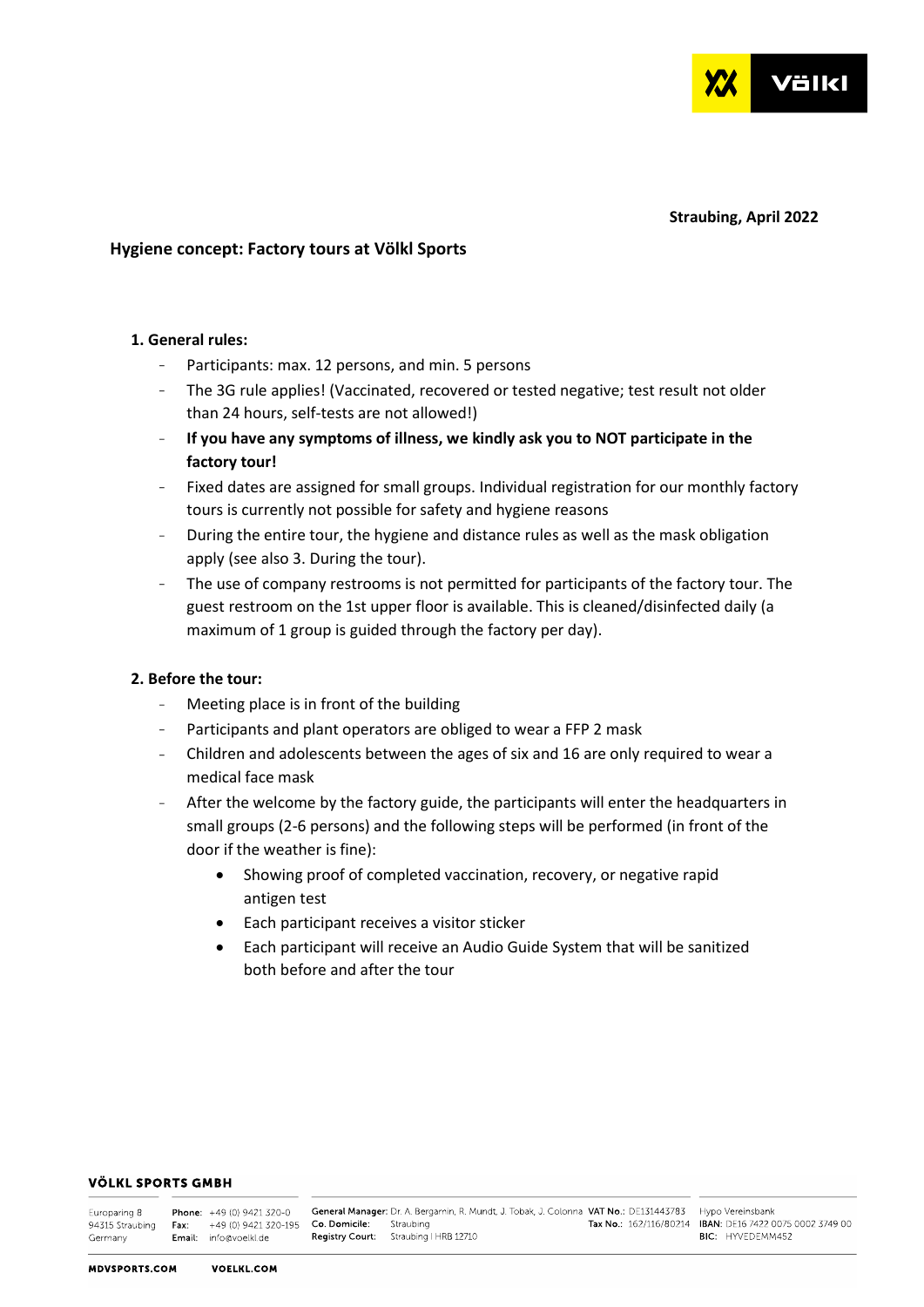Straubing, April 2022

## Hygiene concept: Factory tours at Völkl Sports

### 1. General rules:

- Participants: max. 12 persons, and min. 5 persons
- The 3G rule applies! (Vaccinated, recovered or tested negative; test result not older than 24 hours, self-tests are not allowed!)
- **If you have any symptoms of illness, we kindly ask you to NOT participate in the factory tour!**
- Fixed dates are assigned for small groups. Individual registration for our monthly factory tours is currently not possible for safety and hygiene reasons
- During the entire tour, the hygiene and distance rules as well as the mask obligation apply (see also 3. During the tour).
- The use of company restrooms is not permitted for participants of the factory tour. The guest restroom on the 1st upper floor is available. This is cleaned/disinfected daily (a maximum of 1 group is guided through the factory per day).

### 2. Before the tour:

- Meeting place is in front of the building
- Participants and plant operators are obliged to wear a FFP 2 mask
- Children and adolescents between the ages of six and 16 are only required to wear a medical face mask
- After the welcome by the factory guide, the participants will enter the headquarters in small groups (2-6 persons) and the following steps will be performed (in front of the door if the weather is fine):
    - Showing proof of completed vaccination, recovery, or negative rapid antigen test
    - Each participant receives a visitor sticker
    - Each participant will receive an Audio Guide System that will be sanitized both before and after the tour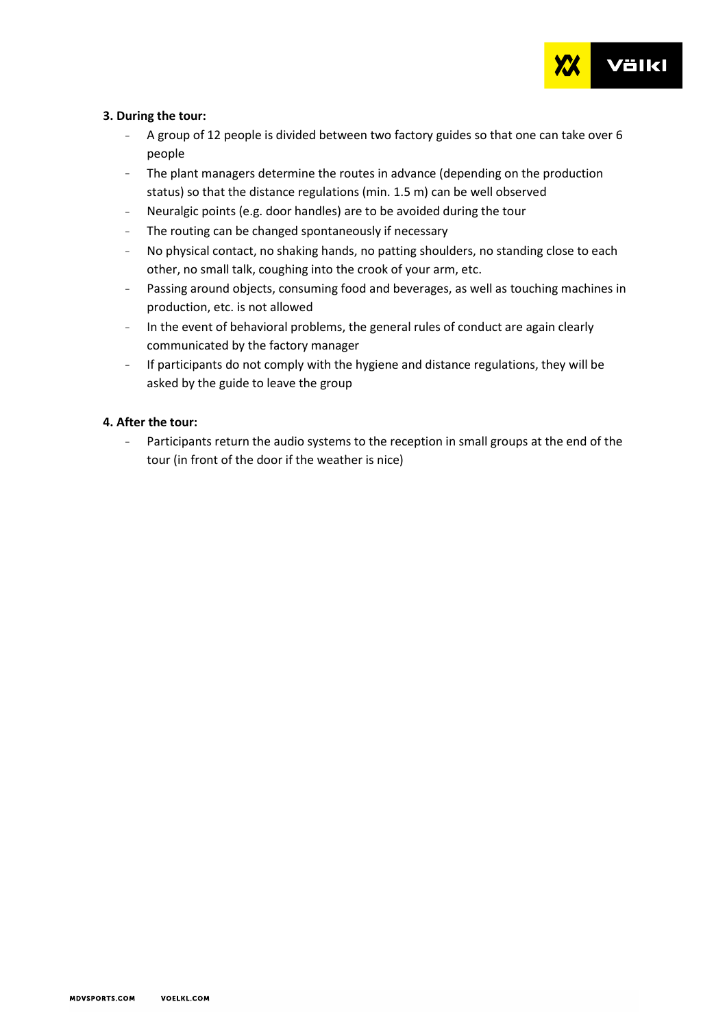**3. During the tour:**

- A group of 12 people is divided between two factory guides so that one can take over 6 people
- The plant managers determine the routes in advance (depending on the production status) so that the distance regulations (min. 1.5 m) can be well observed
- Neuralgic points (e.g. door handles) are to be avoided during the tour
- The routing can be changed spontaneously if necessary
- No physical contact, no shaking hands, no patting shoulders, no standing close to each other, no small talk, coughing into the crook of your arm, etc.
- Passing around objects, consuming food and beverages, as well as touching machines in production, etc. is not allowed
- In the event of behavioral problems, the general rules of conduct are again clearly communicated by the factory manager
- If participants do not comply with the hygiene and distance regulations, they will be asked by the guide to leave the group

**4. After the tour:**

- Participants return the audio systems to the reception in small groups at the end of the tour (in front of the door if the weather is nice)